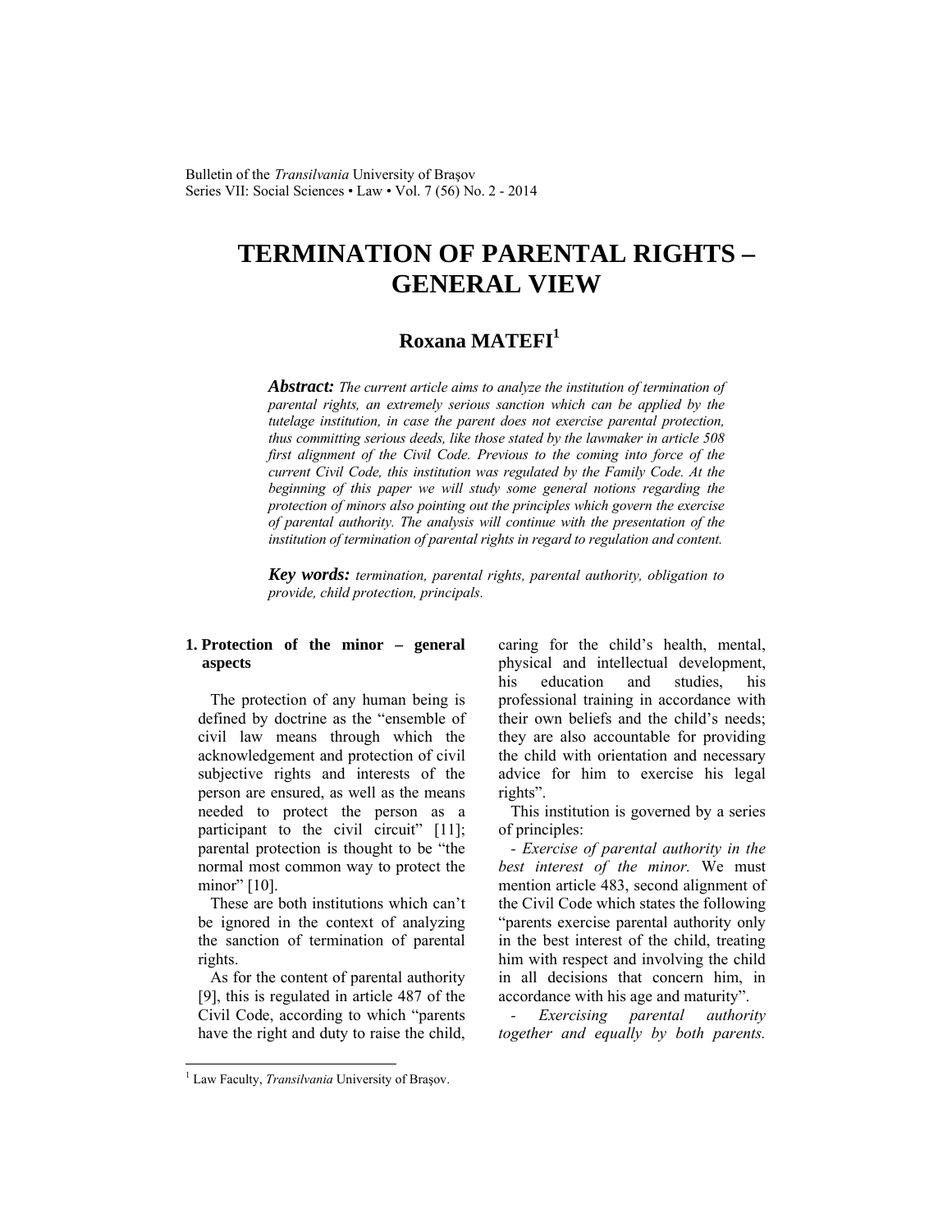# TERMINATION OF PARENTAL RIGHTS – GENERAL VIEW

## Roxana MATEFI[1]

***Abstract:*** *The current article aims to analyze the institution of termination of parental rights, an extremely serious sanction which can be applied by the tutelage institution, in case the parent does not exercise parental protection, thus committing serious deeds, like those stated by the lawmaker in article 508 first alignment of the Civil Code. Previous to the coming into force of the current Civil Code, this institution was regulated by the Family Code. At the beginning of this paper we will study some general notions regarding the protection of minors also pointing out the principles which govern the exercise of parental authority. The analysis will continue with the presentation of the institution of termination of parental rights in regard to regulation and content.*

***Key words:*** *termination, parental rights, parental authority, obligation to provide, child protection, principals.*

### 1. Protection of the minor – general aspects

The protection of any human being is defined by doctrine as the "ensemble of civil law means through which the acknowledgement and protection of civil subjective rights and interests of the person are ensured, as well as the means needed to protect the person as a participant to the civil circuit" [11]; parental protection is thought to be "the normal most common way to protect the minor" [10].

These are both institutions which can't be ignored in the context of analyzing the sanction of termination of parental rights.

As for the content of parental authority [9], this is regulated in article 487 of the Civil Code, according to which "parents have the right and duty to raise the child, caring for the child's health, mental, physical and intellectual development, his education and studies, his professional training in accordance with their own beliefs and the child's needs; they are also accountable for providing the child with orientation and necessary advice for him to exercise his legal rights".

This institution is governed by a series of principles:

- *Exercise of parental authority in the best interest of the minor.* We must mention article 483, second alignment of the Civil Code which states the following "parents exercise parental authority only in the best interest of the child, treating him with respect and involving the child in all decisions that concern him, in accordance with his age and maturity".

- *Exercising parental authority together and equally by both parents.*

[1] Law Faculty, *Transilvania* University of Braşov.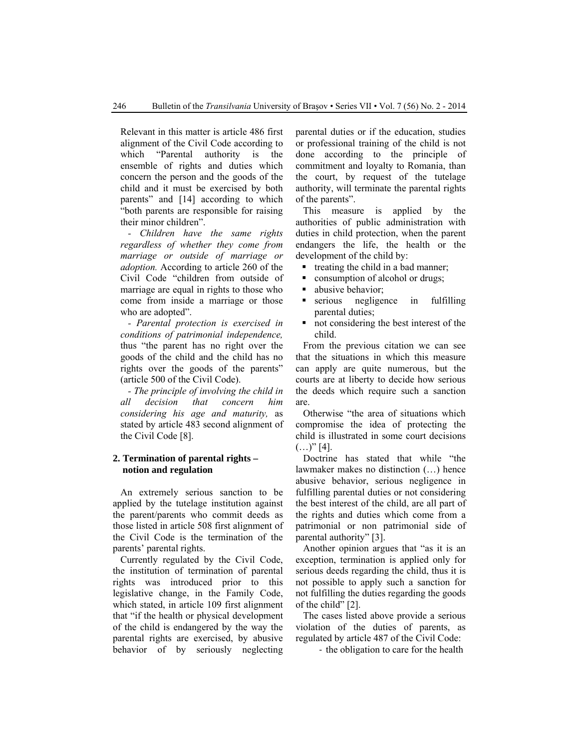Relevant in this matter is article 486 first alignment of the Civil Code according to which "Parental authority is the ensemble of rights and duties which concern the person and the goods of the child and it must be exercised by both parents" and [14] according to which "both parents are responsible for raising their minor children".

- *Children have the same rights regardless of whether they come from marriage or outside of marriage or adoption.* According to article 260 of the Civil Code "children from outside of marriage are equal in rights to those who come from inside a marriage or those who are adopted".

- *Parental protection is exercised in conditions of patrimonial independence,* thus "the parent has no right over the goods of the child and the child has no rights over the goods of the parents" (article 500 of the Civil Code).

- *The principle of involving the child in all decision that concern him considering his age and maturity,* as stated by article 483 second alignment of the Civil Code [8].

## 2. Termination of parental rights – notion and regulation

An extremely serious sanction to be applied by the tutelage institution against the parent/parents who commit deeds as those listed in article 508 first alignment of the Civil Code is the termination of the parents' parental rights.

Currently regulated by the Civil Code, the institution of termination of parental rights was introduced prior to this legislative change, in the Family Code, which stated, in article 109 first alignment that "if the health or physical development of the child is endangered by the way the parental rights are exercised, by abusive behavior of by seriously neglecting parental duties or if the education, studies or professional training of the child is not done according to the principle of commitment and loyalty to Romania, than the court, by request of the tutelage authority, will terminate the parental rights of the parents".

This measure is applied by the authorities of public administration with duties in child protection, when the parent endangers the life, the health or the development of the child by:

- treating the child in a bad manner;
- consumption of alcohol or drugs;
- abusive behavior;
- serious negligence in fulfilling parental duties;
- not considering the best interest of the child.

From the previous citation we can see that the situations in which this measure can apply are quite numerous, but the courts are at liberty to decide how serious the deeds which require such a sanction are.

Otherwise "the area of situations which compromise the idea of protecting the child is illustrated in some court decisions (…)" [4].

Doctrine has stated that while "the lawmaker makes no distinction (…) hence abusive behavior, serious negligence in fulfilling parental duties or not considering the best interest of the child, are all part of the rights and duties which come from a patrimonial or non patrimonial side of parental authority" [3].

Another opinion argues that "as it is an exception, termination is applied only for serious deeds regarding the child, thus it is not possible to apply such a sanction for not fulfilling the duties regarding the goods of the child" [2].

The cases listed above provide a serious violation of the duties of parents, as regulated by article 487 of the Civil Code:

- the obligation to care for the health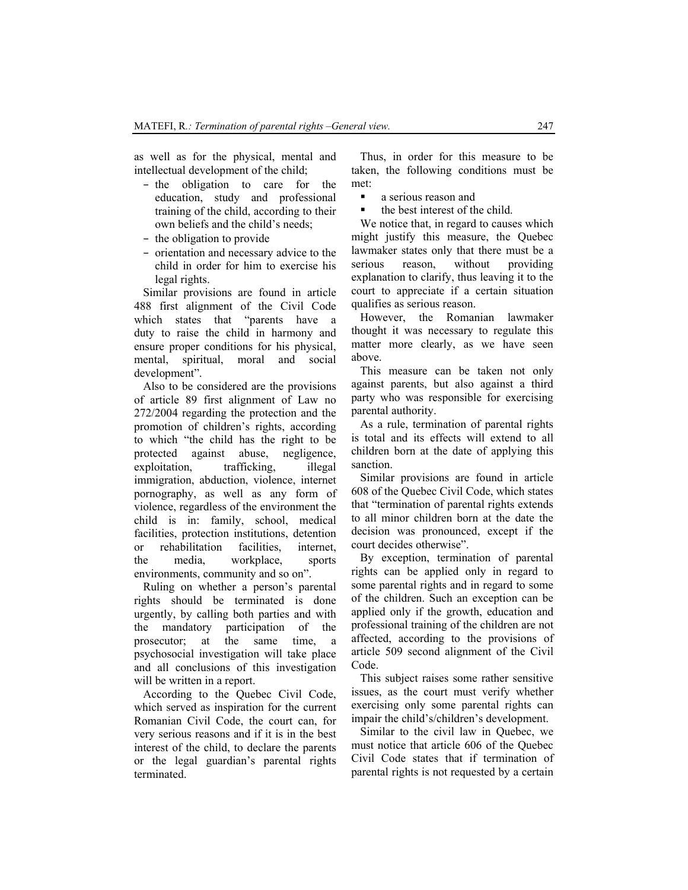as well as for the physical, mental and intellectual development of the child;

- the obligation to care for the education, study and professional training of the child, according to their own beliefs and the child's needs;
- the obligation to provide
- orientation and necessary advice to the child in order for him to exercise his legal rights.

Similar provisions are found in article 488 first alignment of the Civil Code which states that "parents have a duty to raise the child in harmony and ensure proper conditions for his physical, mental, spiritual, moral and social development".

Also to be considered are the provisions of article 89 first alignment of Law no 272/2004 regarding the protection and the promotion of children's rights, according to which "the child has the right to be protected against abuse, negligence, exploitation, trafficking, illegal immigration, abduction, violence, internet pornography, as well as any form of violence, regardless of the environment the child is in: family, school, medical facilities, protection institutions, detention or rehabilitation facilities, internet, the media, workplace, sports environments, community and so on".

Ruling on whether a person's parental rights should be terminated is done urgently, by calling both parties and with the mandatory participation of the prosecutor; at the same time, a psychosocial investigation will take place and all conclusions of this investigation will be written in a report.

According to the Quebec Civil Code, which served as inspiration for the current Romanian Civil Code, the court can, for very serious reasons and if it is in the best interest of the child, to declare the parents or the legal guardian's parental rights terminated.

Thus, in order for this measure to be taken, the following conditions must be met:

- a serious reason and
- the best interest of the child.

We notice that, in regard to causes which might justify this measure, the Quebec lawmaker states only that there must be a serious reason, without providing explanation to clarify, thus leaving it to the court to appreciate if a certain situation qualifies as serious reason.

However, the Romanian lawmaker thought it was necessary to regulate this matter more clearly, as we have seen above.

This measure can be taken not only against parents, but also against a third party who was responsible for exercising parental authority.

As a rule, termination of parental rights is total and its effects will extend to all children born at the date of applying this sanction.

Similar provisions are found in article 608 of the Quebec Civil Code, which states that "termination of parental rights extends to all minor children born at the date the decision was pronounced, except if the court decides otherwise".

By exception, termination of parental rights can be applied only in regard to some parental rights and in regard to some of the children. Such an exception can be applied only if the growth, education and professional training of the children are not affected, according to the provisions of article 509 second alignment of the Civil Code.

This subject raises some rather sensitive issues, as the court must verify whether exercising only some parental rights can impair the child's/children's development.

Similar to the civil law in Quebec, we must notice that article 606 of the Quebec Civil Code states that if termination of parental rights is not requested by a certain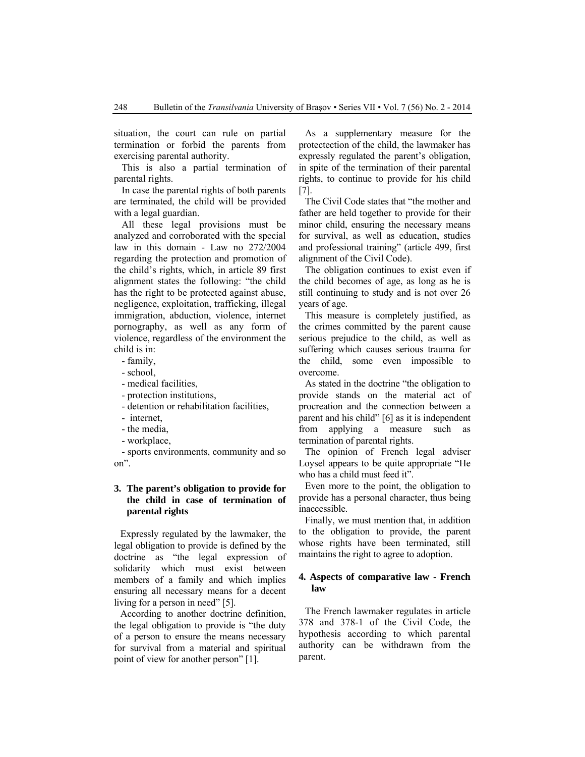situation, the court can rule on partial termination or forbid the parents from exercising parental authority.

This is also a partial termination of parental rights.

In case the parental rights of both parents are terminated, the child will be provided with a legal guardian.

All these legal provisions must be analyzed and corroborated with the special law in this domain - Law no 272/2004 regarding the protection and promotion of the child's rights, which, in article 89 first alignment states the following: "the child has the right to be protected against abuse, negligence, exploitation, trafficking, illegal immigration, abduction, violence, internet pornography, as well as any form of violence, regardless of the environment the child is in:

- family,
- school,
- medical facilities,
- protection institutions,
- detention or rehabilitation facilities,
- internet,
- the media,
- workplace,
- sports environments, community and so on".

## 3. The parent's obligation to provide for the child in case of termination of parental rights

Expressly regulated by the lawmaker, the legal obligation to provide is defined by the doctrine as "the legal expression of solidarity which must exist between members of a family and which implies ensuring all necessary means for a decent living for a person in need" [5].

According to another doctrine definition, the legal obligation to provide is "the duty of a person to ensure the means necessary for survival from a material and spiritual point of view for another person" [1].

As a supplementary measure for the protectection of the child, the lawmaker has expressly regulated the parent's obligation, in spite of the termination of their parental rights, to continue to provide for his child [7].

The Civil Code states that "the mother and father are held together to provide for their minor child, ensuring the necessary means for survival, as well as education, studies and professional training" (article 499, first alignment of the Civil Code).

The obligation continues to exist even if the child becomes of age, as long as he is still continuing to study and is not over 26 years of age.

This measure is completely justified, as the crimes committed by the parent cause serious prejudice to the child, as well as suffering which causes serious trauma for the child, some even impossible to overcome.

As stated in the doctrine "the obligation to provide stands on the material act of procreation and the connection between a parent and his child" [6] as it is independent from applying a measure such as termination of parental rights.

The opinion of French legal adviser Loysel appears to be quite appropriate "He who has a child must feed it".

Even more to the point, the obligation to provide has a personal character, thus being inaccessible.

Finally, we must mention that, in addition to the obligation to provide, the parent whose rights have been terminated, still maintains the right to agree to adoption.

## 4. Aspects of comparative law - French law

The French lawmaker regulates in article 378 and 378-1 of the Civil Code, the hypothesis according to which parental authority can be withdrawn from the parent.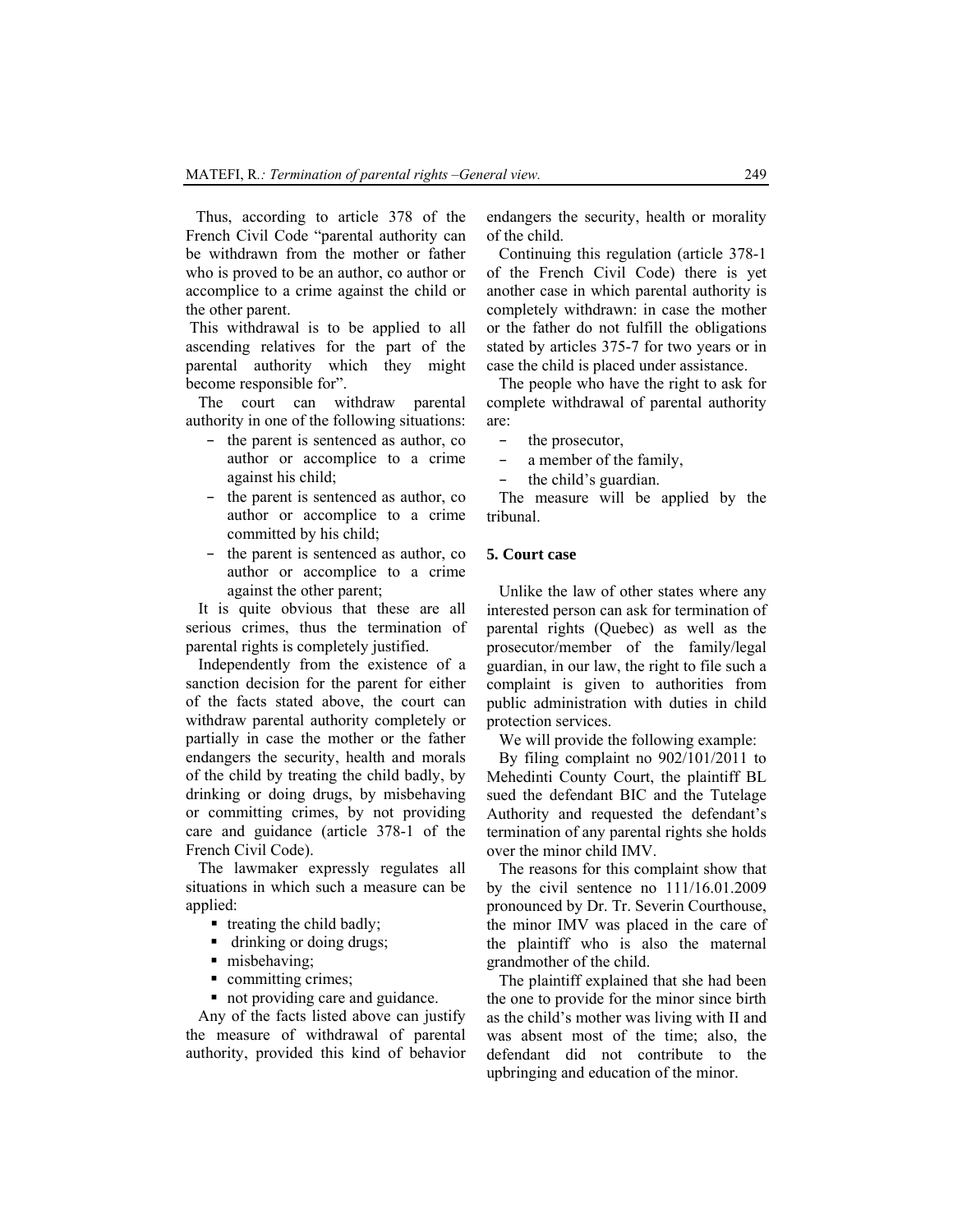Thus, according to article 378 of the French Civil Code "parental authority can be withdrawn from the mother or father who is proved to be an author, co author or accomplice to a crime against the child or the other parent.

This withdrawal is to be applied to all ascending relatives for the part of the parental authority which they might become responsible for".

The court can withdraw parental authority in one of the following situations:

- the parent is sentenced as author, co author or accomplice to a crime against his child;
- the parent is sentenced as author, co author or accomplice to a crime committed by his child;
- the parent is sentenced as author, co author or accomplice to a crime against the other parent;

It is quite obvious that these are all serious crimes, thus the termination of parental rights is completely justified.

Independently from the existence of a sanction decision for the parent for either of the facts stated above, the court can withdraw parental authority completely or partially in case the mother or the father endangers the security, health and morals of the child by treating the child badly, by drinking or doing drugs, by misbehaving or committing crimes, by not providing care and guidance (article 378-1 of the French Civil Code).

The lawmaker expressly regulates all situations in which such a measure can be applied:

- treating the child badly;
- drinking or doing drugs;
- misbehaving;
- committing crimes;
- not providing care and guidance.

Any of the facts listed above can justify the measure of withdrawal of parental authority, provided this kind of behavior endangers the security, health or morality of the child.

Continuing this regulation (article 378-1 of the French Civil Code) there is yet another case in which parental authority is completely withdrawn: in case the mother or the father do not fulfill the obligations stated by articles 375-7 for two years or in case the child is placed under assistance.

The people who have the right to ask for complete withdrawal of parental authority are:

- the prosecutor,
- a member of the family,
- the child's guardian.

The measure will be applied by the tribunal.

## 5. Court case

Unlike the law of other states where any interested person can ask for termination of parental rights (Quebec) as well as the prosecutor/member of the family/legal guardian, in our law, the right to file such a complaint is given to authorities from public administration with duties in child protection services.

We will provide the following example:

By filing complaint no 902/101/2011 to Mehedinti County Court, the plaintiff BL sued the defendant BIC and the Tutelage Authority and requested the defendant's termination of any parental rights she holds over the minor child IMV.

The reasons for this complaint show that by the civil sentence no 111/16.01.2009 pronounced by Dr. Tr. Severin Courthouse, the minor IMV was placed in the care of the plaintiff who is also the maternal grandmother of the child.

The plaintiff explained that she had been the one to provide for the minor since birth as the child's mother was living with II and was absent most of the time; also, the defendant did not contribute to the upbringing and education of the minor.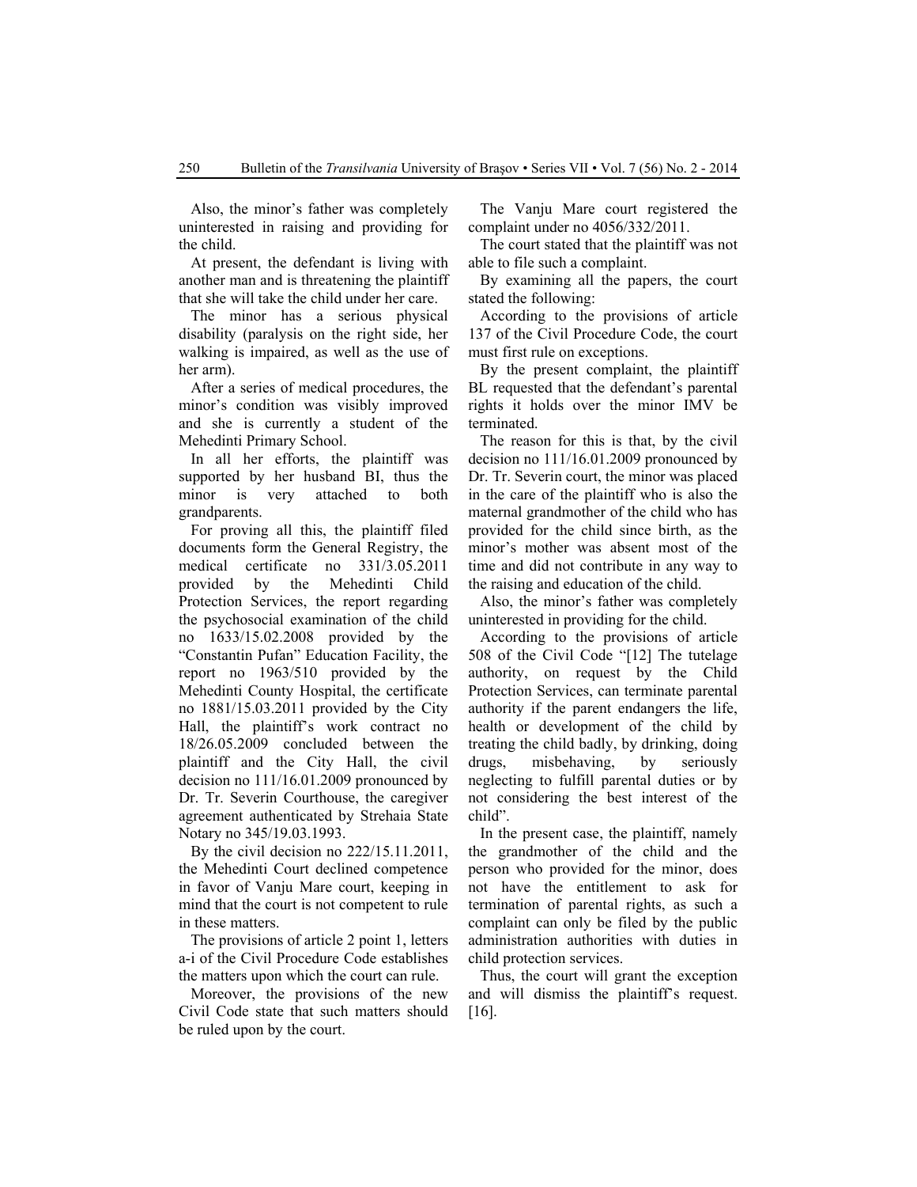Also, the minor's father was completely uninterested in raising and providing for the child.

At present, the defendant is living with another man and is threatening the plaintiff that she will take the child under her care.

The minor has a serious physical disability (paralysis on the right side, her walking is impaired, as well as the use of her arm).

After a series of medical procedures, the minor's condition was visibly improved and she is currently a student of the Mehedinti Primary School.

In all her efforts, the plaintiff was supported by her husband BI, thus the minor is very attached to both grandparents.

For proving all this, the plaintiff filed documents form the General Registry, the medical certificate no 331/3.05.2011 provided by the Mehedinti Child Protection Services, the report regarding the psychosocial examination of the child no 1633/15.02.2008 provided by the "Constantin Pufan" Education Facility, the report no 1963/510 provided by the Mehedinti County Hospital, the certificate no 1881/15.03.2011 provided by the City Hall, the plaintiff's work contract no 18/26.05.2009 concluded between the plaintiff and the City Hall, the civil decision no 111/16.01.2009 pronounced by Dr. Tr. Severin Courthouse, the caregiver agreement authenticated by Strehaia State Notary no 345/19.03.1993.

By the civil decision no 222/15.11.2011, the Mehedinti Court declined competence in favor of Vanju Mare court, keeping in mind that the court is not competent to rule in these matters.

The provisions of article 2 point 1, letters a-i of the Civil Procedure Code establishes the matters upon which the court can rule.

Moreover, the provisions of the new Civil Code state that such matters should be ruled upon by the court.

The Vanju Mare court registered the complaint under no 4056/332/2011.

The court stated that the plaintiff was not able to file such a complaint.

By examining all the papers, the court stated the following:

According to the provisions of article 137 of the Civil Procedure Code, the court must first rule on exceptions.

By the present complaint, the plaintiff BL requested that the defendant's parental rights it holds over the minor IMV be terminated.

The reason for this is that, by the civil decision no 111/16.01.2009 pronounced by Dr. Tr. Severin court, the minor was placed in the care of the plaintiff who is also the maternal grandmother of the child who has provided for the child since birth, as the minor's mother was absent most of the time and did not contribute in any way to the raising and education of the child.

Also, the minor's father was completely uninterested in providing for the child.

According to the provisions of article 508 of the Civil Code "[12] The tutelage authority, on request by the Child Protection Services, can terminate parental authority if the parent endangers the life, health or development of the child by treating the child badly, by drinking, doing drugs, misbehaving, by seriously neglecting to fulfill parental duties or by not considering the best interest of the child".

In the present case, the plaintiff, namely the grandmother of the child and the person who provided for the minor, does not have the entitlement to ask for termination of parental rights, as such a complaint can only be filed by the public administration authorities with duties in child protection services.

Thus, the court will grant the exception and will dismiss the plaintiff's request. [16].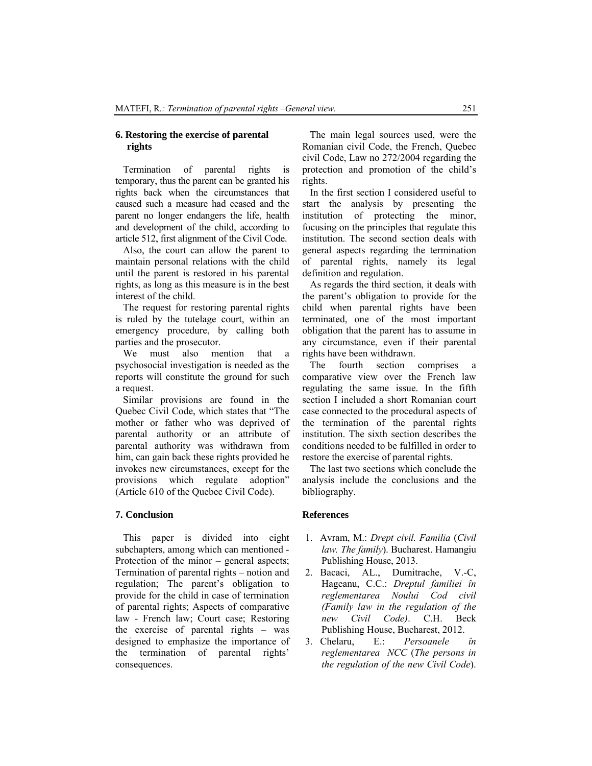## 6. Restoring the exercise of parental rights

Termination of parental rights is temporary, thus the parent can be granted his rights back when the circumstances that caused such a measure had ceased and the parent no longer endangers the life, health and development of the child, according to article 512, first alignment of the Civil Code.

Also, the court can allow the parent to maintain personal relations with the child until the parent is restored in his parental rights, as long as this measure is in the best interest of the child.

The request for restoring parental rights is ruled by the tutelage court, within an emergency procedure, by calling both parties and the prosecutor.

We must also mention that a psychosocial investigation is needed as the reports will constitute the ground for such a request.

Similar provisions are found in the Quebec Civil Code, which states that "The mother or father who was deprived of parental authority or an attribute of parental authority was withdrawn from him, can gain back these rights provided he invokes new circumstances, except for the provisions which regulate adoption" (Article 610 of the Quebec Civil Code).

## 7. Conclusion

This paper is divided into eight subchapters, among which can mentioned - Protection of the minor – general aspects; Termination of parental rights – notion and regulation; The parent's obligation to provide for the child in case of termination of parental rights; Aspects of comparative law - French law; Court case; Restoring the exercise of parental rights – was designed to emphasize the importance of the termination of parental rights' consequences.

The main legal sources used, were the Romanian civil Code, the French, Quebec civil Code, Law no 272/2004 regarding the protection and promotion of the child's rights.

In the first section I considered useful to start the analysis by presenting the institution of protecting the minor, focusing on the principles that regulate this institution. The second section deals with general aspects regarding the termination of parental rights, namely its legal definition and regulation.

As regards the third section, it deals with the parent's obligation to provide for the child when parental rights have been terminated, one of the most important obligation that the parent has to assume in any circumstance, even if their parental rights have been withdrawn.

The fourth section comprises a comparative view over the French law regulating the same issue. In the fifth section I included a short Romanian court case connected to the procedural aspects of the termination of the parental rights institution. The sixth section describes the conditions needed to be fulfilled in order to restore the exercise of parental rights.

The last two sections which conclude the analysis include the conclusions and the bibliography.

## References

1. Avram, M.: *Drept civil. Familia* (*Civil law. The family*). Bucharest. Hamangiu Publishing House, 2013.
2. Bacaci, AL., Dumitrache, V.-C, Hageanu, C.C.: *Dreptul familiei în reglementarea Noului Cod civil (Family law in the regulation of the new Civil Code)*. C.H. Beck Publishing House, Bucharest, 2012.
3. Chelaru, E.: *Persoanele în reglementarea NCC* (*The persons in the regulation of the new Civil Code*).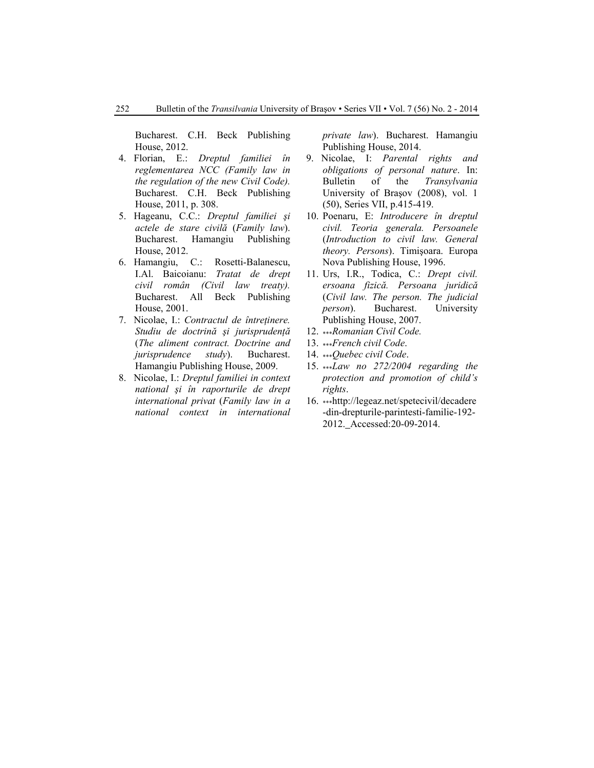Bucharest. C.H. Beck Publishing House, 2012.

4. Florian, E.: *Dreptul familiei în reglementarea NCC (Family law in the regulation of the new Civil Code).* Bucharest. C.H. Beck Publishing House, 2011, p. 308.
5. Hageanu, C.C.: *Dreptul familiei şi actele de stare civilă* (*Family law*). Bucharest. Hamangiu Publishing House, 2012.
6. Hamangiu, C.: Rosetti-Balanescu, I.Al. Baicoianu: *Tratat de drept civil român (Civil law treaty).* Bucharest. All Beck Publishing House, 2001.
7. Nicolae, I.: *Contractul de întreţinere. Studiu de doctrină şi jurisprudenţă* (*The aliment contract. Doctrine and jurisprudence study*). Bucharest. Hamangiu Publishing House, 2009.
8. Nicolae, I.: *Dreptul familiei in context national şi în raporturile de drept international privat* (*Family law in a national context in international private law*). Bucharest. Hamangiu Publishing House, 2014.
9. Nicolae, I: *Parental rights and obligations of personal nature*. In: Bulletin of the *Transylvania* University of Braşov (2008), vol. 1 (50), Series VII, p.415-419.
10. Poenaru, E: *Introducere în dreptul civil. Teoria generala. Persoanele* (*Introduction to civil law. General theory. Persons*). Timişoara. Europa Nova Publishing House, 1996.
11. Urs, I.R., Todica, C.: *Drept civil. ersoana fizică. Persoana juridică* (*Civil law. The person. The judicial person*). Bucharest. University Publishing House, 2007.
12. ****Romanian Civil Code.*
13. ****French civil Code*.
14. ****Quebec civil Code*.
15. ****Law no 272/2004 regarding the protection and promotion of child's rights*.
16. ***http://legeaz.net/spetecivil/decadere-din-drepturile-parintesti-familie-192-2012._Accessed:20-09-2014.